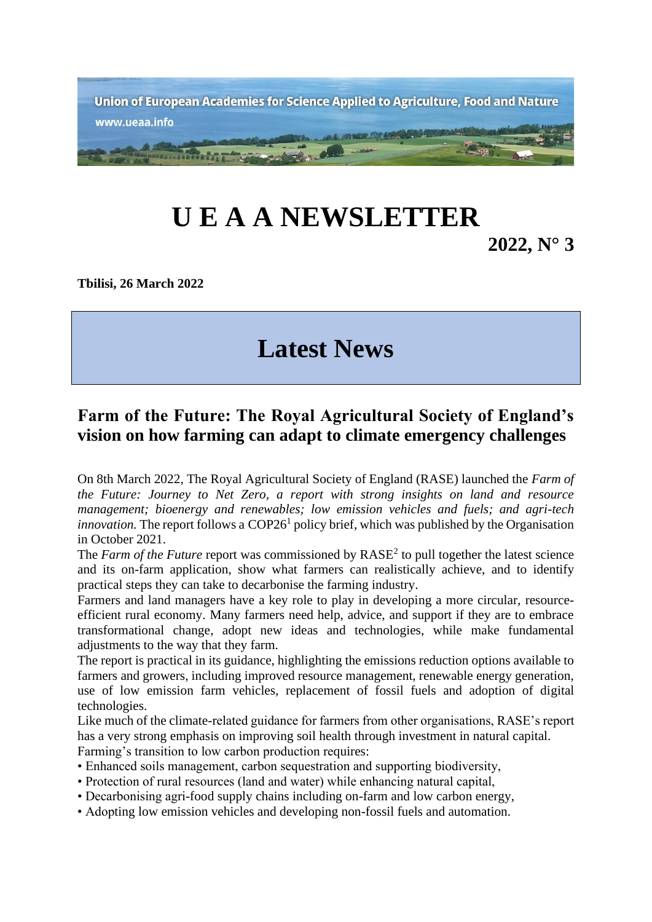Union of European Academies for Science Applied to Agriculture, Food and Nature

www.ueaa.info

# U E A A NEWSLETTER

**2022, N° 3**

**Tbilisi, 26 March 2022**

# Latest News

## Farm of the Future: The Royal Agricultural Society of England's vision on how farming can adapt to climate emergency challenges

On 8th March 2022, The Royal Agricultural Society of England (RASE) launched the *Farm of the Future: Journey to Net Zero, a report with strong insights on land and resource management; bioenergy and renewables; low emission vehicles and fuels; and agri-tech innovation.* The report follows a COP26[1] policy brief, which was published by the Organisation in October 2021.

The *Farm of the Future* report was commissioned by RASE[2] to pull together the latest science and its on-farm application, show what farmers can realistically achieve, and to identify practical steps they can take to decarbonise the farming industry.

Farmers and land managers have a key role to play in developing a more circular, resource-efficient rural economy. Many farmers need help, advice, and support if they are to embrace transformational change, adopt new ideas and technologies, while make fundamental adjustments to the way that they farm.

The report is practical in its guidance, highlighting the emissions reduction options available to farmers and growers, including improved resource management, renewable energy generation, use of low emission farm vehicles, replacement of fossil fuels and adoption of digital technologies.

Like much of the climate-related guidance for farmers from other organisations, RASE's report has a very strong emphasis on improving soil health through investment in natural capital.

Farming's transition to low carbon production requires:

- Enhanced soils management, carbon sequestration and supporting biodiversity,
- Protection of rural resources (land and water) while enhancing natural capital,
- Decarbonising agri-food supply chains including on-farm and low carbon energy,
- Adopting low emission vehicles and developing non-fossil fuels and automation.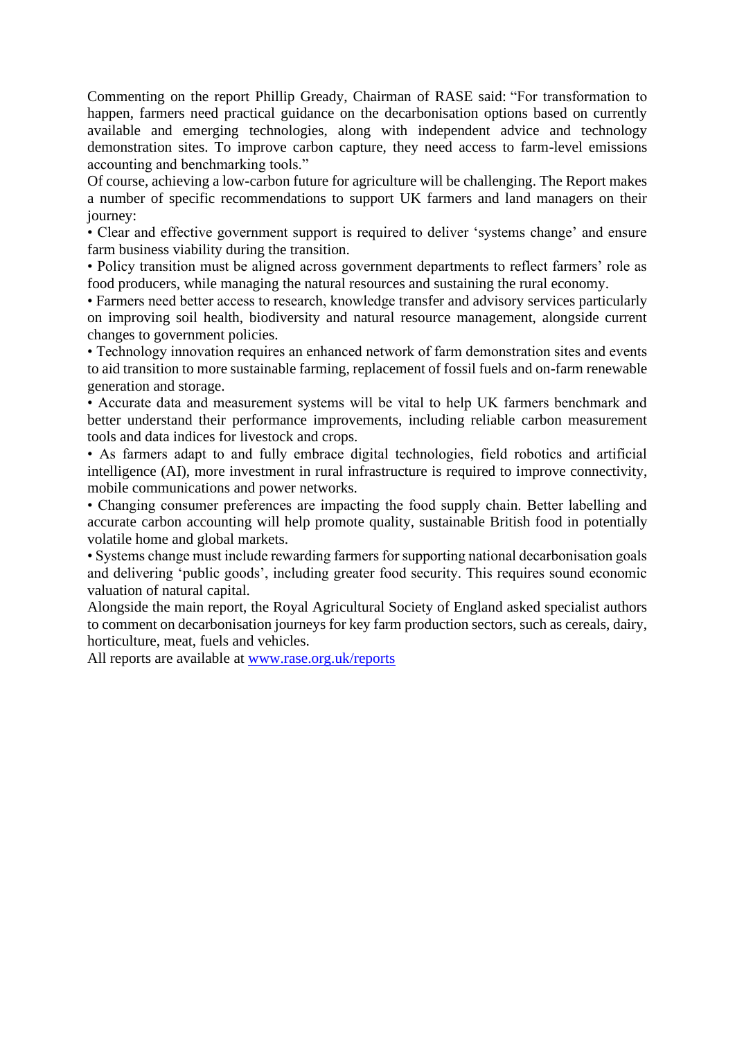Commenting on the report Phillip Gready, Chairman of RASE said: "For transformation to happen, farmers need practical guidance on the decarbonisation options based on currently available and emerging technologies, along with independent advice and technology demonstration sites. To improve carbon capture, they need access to farm-level emissions accounting and benchmarking tools."

Of course, achieving a low-carbon future for agriculture will be challenging. The Report makes a number of specific recommendations to support UK farmers and land managers on their journey:

- Clear and effective government support is required to deliver 'systems change' and ensure farm business viability during the transition.
- Policy transition must be aligned across government departments to reflect farmers' role as food producers, while managing the natural resources and sustaining the rural economy.
- Farmers need better access to research, knowledge transfer and advisory services particularly on improving soil health, biodiversity and natural resource management, alongside current changes to government policies.
- Technology innovation requires an enhanced network of farm demonstration sites and events to aid transition to more sustainable farming, replacement of fossil fuels and on-farm renewable generation and storage.
- Accurate data and measurement systems will be vital to help UK farmers benchmark and better understand their performance improvements, including reliable carbon measurement tools and data indices for livestock and crops.
- As farmers adapt to and fully embrace digital technologies, field robotics and artificial intelligence (AI), more investment in rural infrastructure is required to improve connectivity, mobile communications and power networks.
- Changing consumer preferences are impacting the food supply chain. Better labelling and accurate carbon accounting will help promote quality, sustainable British food in potentially volatile home and global markets.
- Systems change must include rewarding farmers for supporting national decarbonisation goals and delivering 'public goods', including greater food security. This requires sound economic valuation of natural capital.

Alongside the main report, the Royal Agricultural Society of England asked specialist authors to comment on decarbonisation journeys for key farm production sectors, such as cereals, dairy, horticulture, meat, fuels and vehicles.

All reports are available at [www.rase.org.uk/reports](http://www.rase.org.uk/reports)